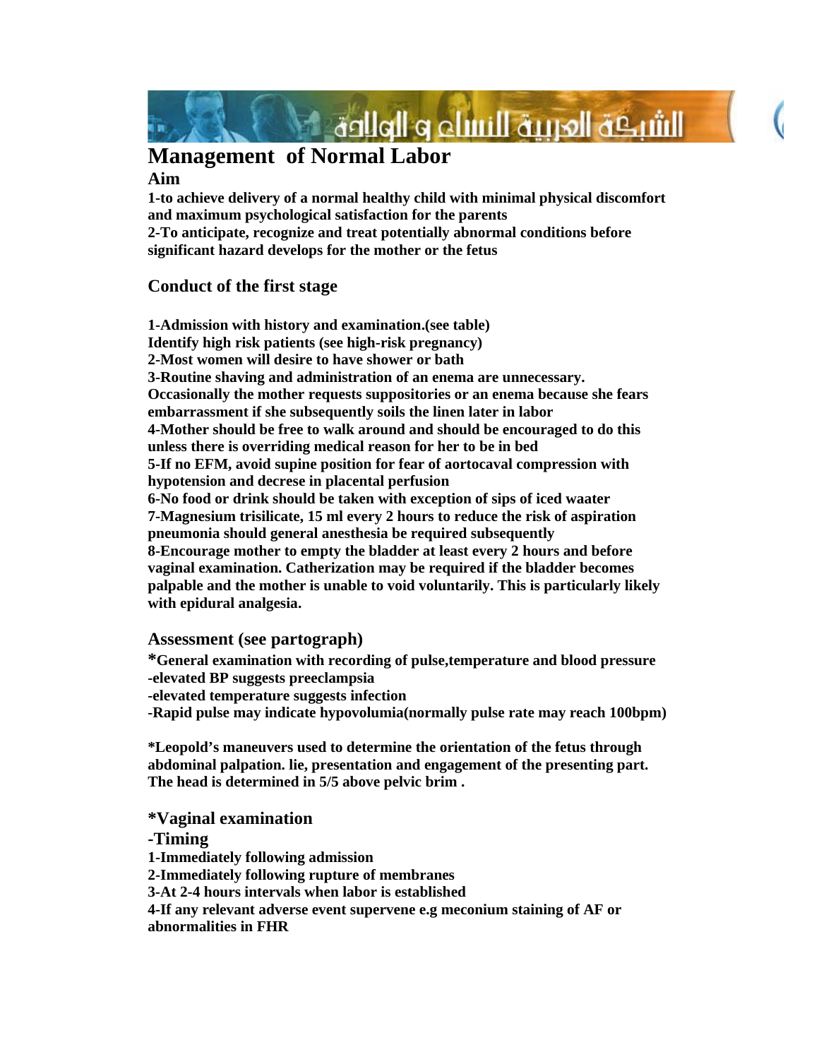الشبكة العربية للنساء و الولادة

# Management of Normal Labor

### Aim

**1-to achieve delivery of a normal healthy child with minimal physical discomfort and maximum psychological satisfaction for the parents**
**2-To anticipate, recognize and treat potentially abnormal conditions before significant hazard develops for the mother or the fetus**

## Conduct of the first stage

**1-Admission with history and examination.(see table)**
**Identify high risk patients (see high-risk pregnancy)**
**2-Most women will desire to have shower or bath**
**3-Routine shaving and administration of an enema are unnecessary. Occasionally the mother requests suppositories or an enema because she fears embarrassment if she subsequently soils the linen later in labor**
**4-Mother should be free to walk around and should be encouraged to do this unless there is overriding medical reason for her to be in bed**
**5-If no EFM, avoid supine position for fear of aortocaval compression with hypotension and decrese in placental perfusion**
**6-No food or drink should be taken with exception of sips of iced waater**
**7-Magnesium trisilicate, 15 ml every 2 hours to reduce the risk of aspiration pneumonia should general anesthesia be required subsequently**
**8-Encourage mother to empty the bladder at least every 2 hours and before vaginal examination. Catherization may be required if the bladder becomes palpable and the mother is unable to void voluntarily. This is particularly likely with epidural analgesia.**

## Assessment (see partograph)

**\*General examination with recording of pulse,temperature and blood pressure**
**-elevated BP suggests preeclampsia**
**-elevated temperature suggests infection**
**-Rapid pulse may indicate hypovolumia(normally pulse rate may reach 100bpm)**

**\*Leopold's maneuvers used to determine the orientation of the fetus through abdominal palpation. lie, presentation and engagement of the presenting part. The head is determined in 5/5 above pelvic brim .**

## *Vaginal examination

## -Timing

**1-Immediately following admission**
**2-Immediately following rupture of membranes**
**3-At 2-4 hours intervals when labor is established**
**4-If any relevant adverse event supervene e.g meconium staining of AF or abnormalities in FHR**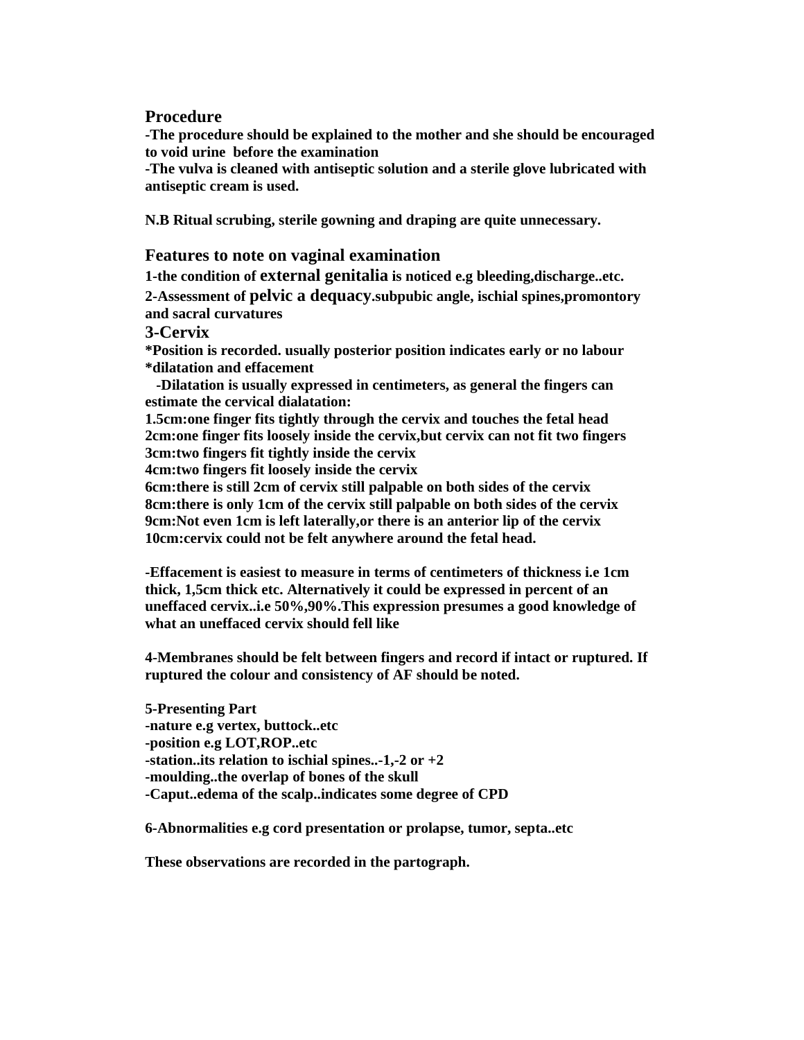## Procedure

**-The procedure should be explained to the mother and she should be encouraged to void urine before the examination**
**-The vulva is cleaned with antiseptic solution and a sterile glove lubricated with antiseptic cream is used.**

**N.B Ritual scrubing, sterile gowning and draping are quite unnecessary.**

## Features to note on vaginal examination

**1-the condition of external genitalia is noticed e.g bleeding,discharge..etc.**
**2-Assessment of pelvic a dequacy.subpubic angle, ischial spines,promontory and sacral curvatures**

### 3-Cervix

**\*Position is recorded. usually posterior position indicates early or no labour**
**\*dilatation and effacement**
**-Dilatation is usually expressed in centimeters, as general the fingers can estimate the cervical dialatation:**
**1.5cm:one finger fits tightly through the cervix and touches the fetal head**
**2cm:one finger fits loosely inside the cervix,but cervix can not fit two fingers**
**3cm:two fingers fit tightly inside the cervix**
**4cm:two fingers fit loosely inside the cervix**
**6cm:there is still 2cm of cervix still palpable on both sides of the cervix**
**8cm:there is only 1cm of the cervix still palpable on both sides of the cervix**
**9cm:Not even 1cm is left laterally,or there is an anterior lip of the cervix**
**10cm:cervix could not be felt anywhere around the fetal head.**

**-Effacement is easiest to measure in terms of centimeters of thickness i.e 1cm thick, 1,5cm thick etc. Alternatively it could be expressed in percent of an uneffaced cervix..i.e 50%,90%.This expression presumes a good knowledge of what an uneffaced cervix should fell like**

**4-Membranes should be felt between fingers and record if intact or ruptured. If ruptured the colour and consistency of AF should be noted.**

**5-Presenting Part**
**-nature e.g vertex, buttock..etc**
**-position e.g LOT,ROP..etc**
**-station..its relation to ischial spines..-1,-2 or +2**
**-moulding..the overlap of bones of the skull**
**-Caput..edema of the scalp..indicates some degree of CPD**

**6-Abnormalities e.g cord presentation or prolapse, tumor, septa..etc**

**These observations are recorded in the partograph.**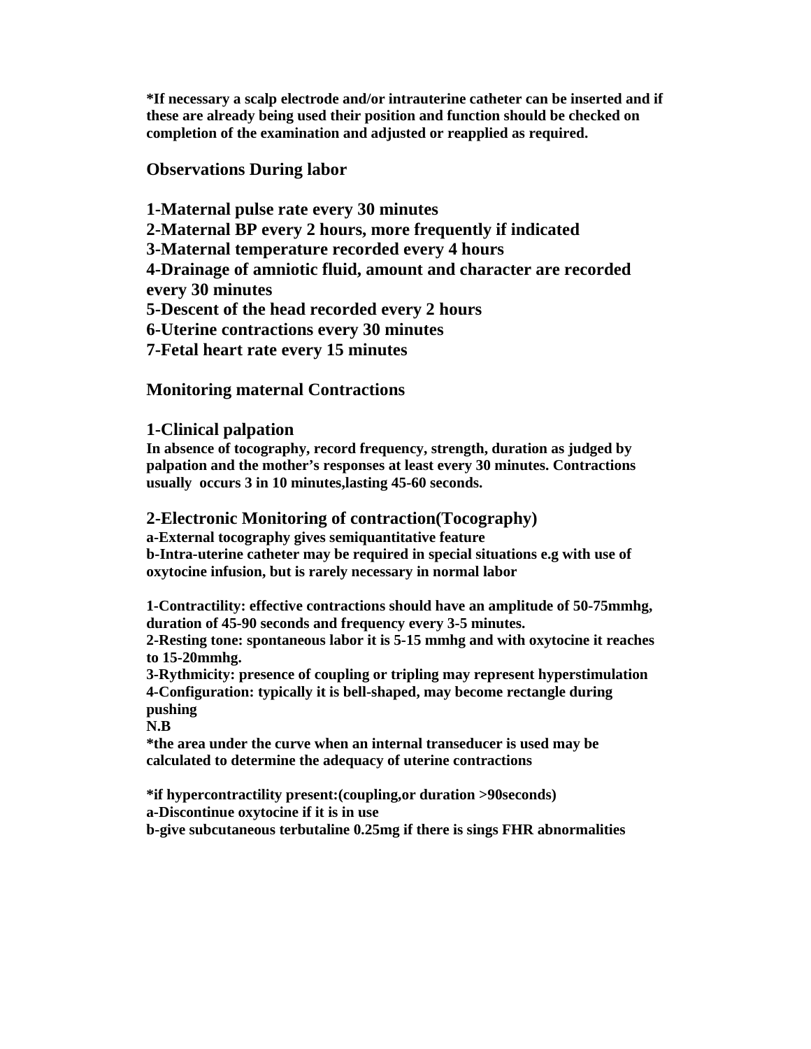**\*If necessary a scalp electrode and/or intrauterine catheter can be inserted and if these are already being used their position and function should be checked on completion of the examination and adjusted or reapplied as required.**

## Observations During labor

**1-Maternal pulse rate every 30 minutes**
**2-Maternal BP every 2 hours, more frequently if indicated**
**3-Maternal temperature recorded every 4 hours**
**4-Drainage of amniotic fluid, amount and character are recorded every 30 minutes**
**5-Descent of the head recorded every 2 hours**
**6-Uterine contractions every 30 minutes**
**7-Fetal heart rate every 15 minutes**

## Monitoring maternal Contractions

### 1-Clinical palpation

**In absence of tocography, record frequency, strength, duration as judged by palpation and the mother's responses at least every 30 minutes. Contractions usually occurs 3 in 10 minutes,lasting 45-60 seconds.**

### 2-Electronic Monitoring of contraction(Tocography)

**a-External tocography gives semiquantitative feature**
**b-Intra-uterine catheter may be required in special situations e.g with use of oxytocine infusion, but is rarely necessary in normal labor**

**1-Contractility: effective contractions should have an amplitude of 50-75mmhg, duration of 45-90 seconds and frequency every 3-5 minutes.**
**2-Resting tone: spontaneous labor it is 5-15 mmhg and with oxytocine it reaches to 15-20mmhg.**
**3-Rythmicity: presence of coupling or tripling may represent hyperstimulation**
**4-Configuration: typically it is bell-shaped, may become rectangle during pushing**
**N.B**
**\*the area under the curve when an internal transeducer is used may be calculated to determine the adequacy of uterine contractions**

**\*if hypercontractility present:(coupling,or duration >90seconds)**
**a-Discontinue oxytocine if it is in use**
**b-give subcutaneous terbutaline 0.25mg if there is sings FHR abnormalities**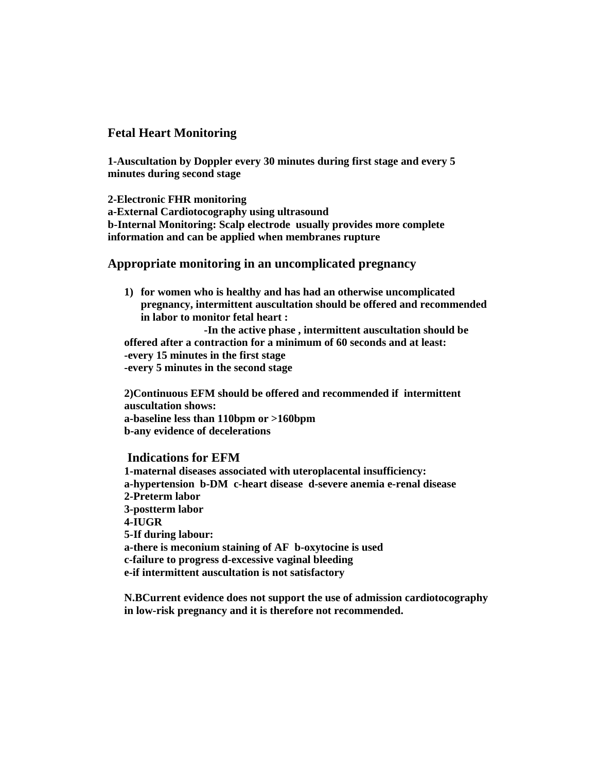## Fetal Heart Monitoring

**1-Auscultation by Doppler every 30 minutes during first stage and every 5 minutes during second stage**

**2-Electronic FHR monitoring**
**a-External Cardiotocography using ultrasound**
**b-Internal Monitoring: Scalp electrode usually provides more complete information and can be applied when membranes rupture**

## Appropriate monitoring in an uncomplicated pregnancy

1) **for women who is healthy and has had an otherwise uncomplicated pregnancy, intermittent auscultation should be offered and recommended in labor to monitor fetal heart :**
   **-In the active phase , intermittent auscultation should be offered after a contraction for a minimum of 60 seconds and at least:**
   **-every 15 minutes in the first stage**
   **-every 5 minutes in the second stage**

**2)Continuous EFM should be offered and recommended if intermittent auscultation shows:**
**a-baseline less than 110bpm or >160bpm**
**b-any evidence of decelerations**

### Indications for EFM

**1-maternal diseases associated with uteroplacental insufficiency:**
**a-hypertension b-DM c-heart disease d-severe anemia e-renal disease**
**2-Preterm labor**
**3-postterm labor**
**4-IUGR**
**5-If during labour:**
**a-there is meconium staining of AF b-oxytocine is used**
**c-failure to progress d-excessive vaginal bleeding**
**e-if intermittent auscultation is not satisfactory**

**N.BCurrent evidence does not support the use of admission cardiotocography in low-risk pregnancy and it is therefore not recommended.**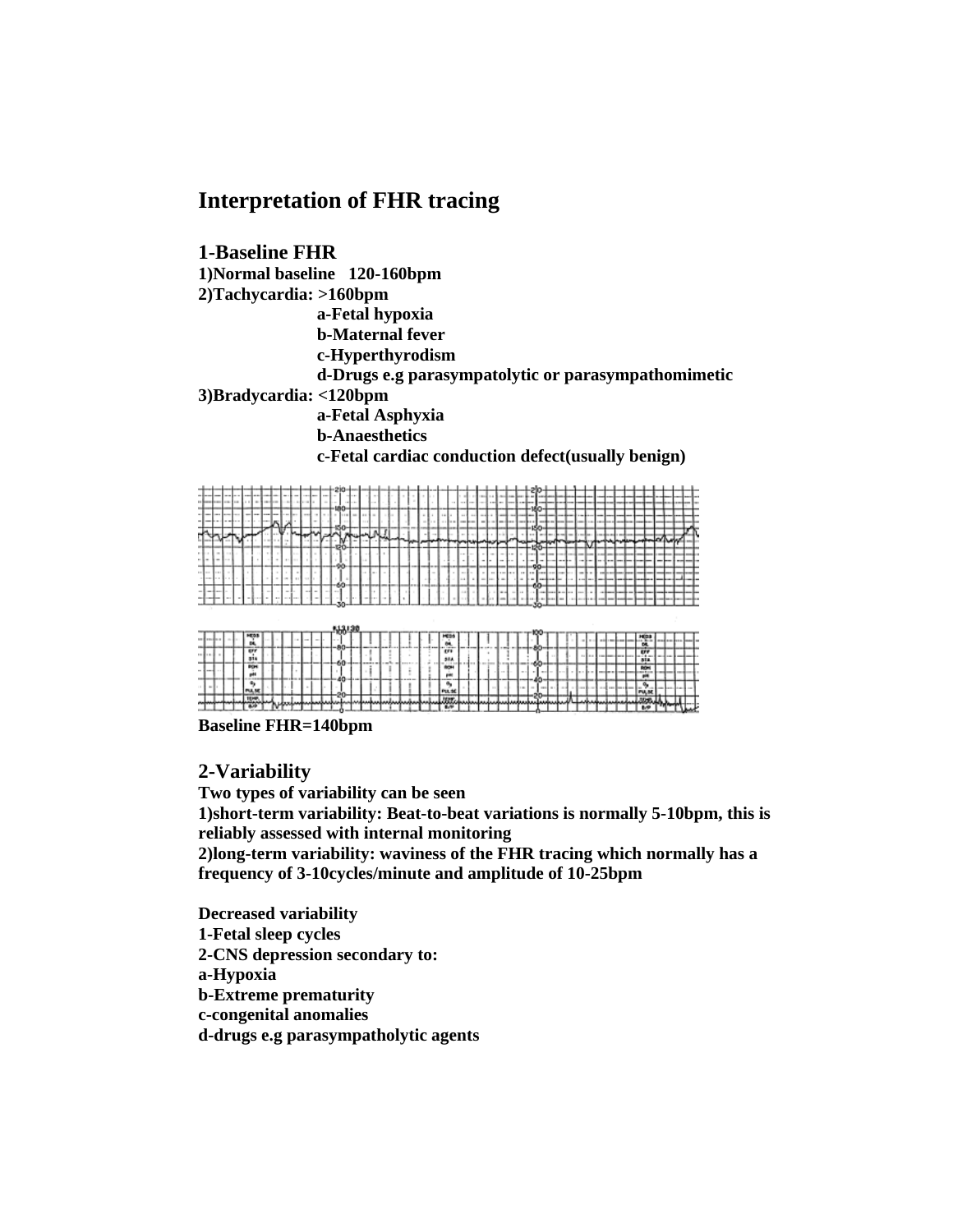## Interpretation of FHR tracing

### 1-Baseline FHR

**1)Normal baseline 120-160bpm**

**2)Tachycardia: >160bpm**

- **a-Fetal hypoxia**
- **b-Maternal fever**
- **c-Hyperthyrodism**
- **d-Drugs e.g parasympatolytic or parasympathomimetic**

**3)Bradycardia: <120bpm**

- **a-Fetal Asphyxia**
- **b-Anaesthetics**
- **c-Fetal cardiac conduction defect(usually benign)**

**Baseline FHR=140bpm**

### 2-Variability

**Two types of variability can be seen**

**1)short-term variability: Beat-to-beat variations is normally 5-10bpm, this is reliably assessed with internal monitoring**

**2)long-term variability: waviness of the FHR tracing which normally has a frequency of 3-10cycles/minute and amplitude of 10-25bpm**

**Decreased variability**

**1-Fetal sleep cycles**

**2-CNS depression secondary to:**

**a-Hypoxia**

**b-Extreme prematurity**

**c-congenital anomalies**

**d-drugs e.g parasympatholytic agents**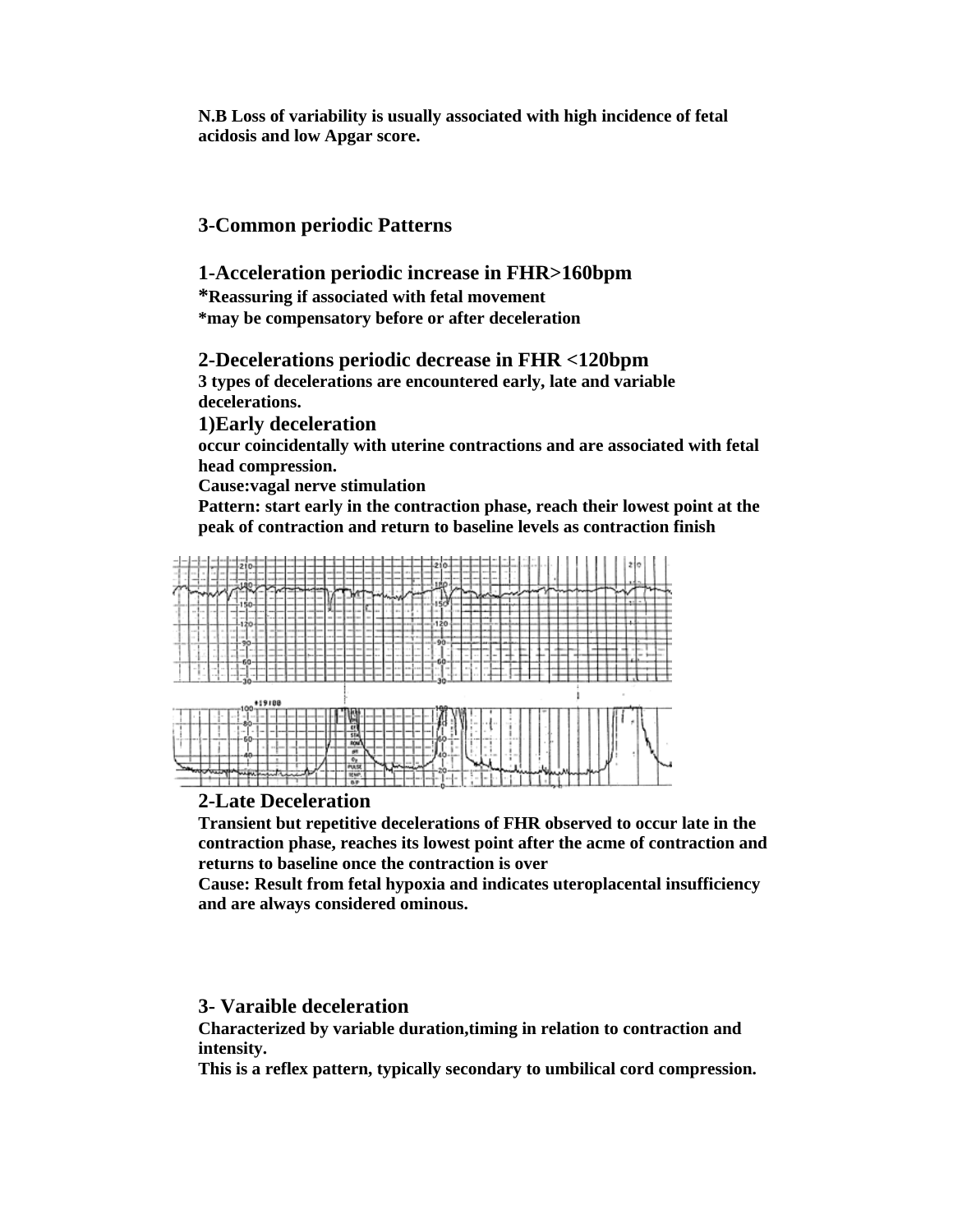**N.B Loss of variability is usually associated with high incidence of fetal acidosis and low Apgar score.**

## 3-Common periodic Patterns

### 1-Acceleration periodic increase in FHR>160bpm

**\*Reassuring if associated with fetal movement**
**\*may be compensatory before or after deceleration**

### 2-Decelerations periodic decrease in FHR <120bpm

**3 types of decelerations are encountered early, late and variable decelerations.**

### 1)Early deceleration

**occur coincidentally with uterine contractions and are associated with fetal head compression.**
**Cause:vagal nerve stimulation**
**Pattern: start early in the contraction phase, reach their lowest point at the peak of contraction and return to baseline levels as contraction finish**

### 2-Late Deceleration

**Transient but repetitive decelerations of FHR observed to occur late in the contraction phase, reaches its lowest point after the acme of contraction and returns to baseline once the contraction is over**
**Cause: Result from fetal hypoxia and indicates uteroplacental insufficiency and are always considered ominous.**

### 3- Varaible deceleration

**Characterized by variable duration,timing in relation to contraction and intensity.**
**This is a reflex pattern, typically secondary to umbilical cord compression.**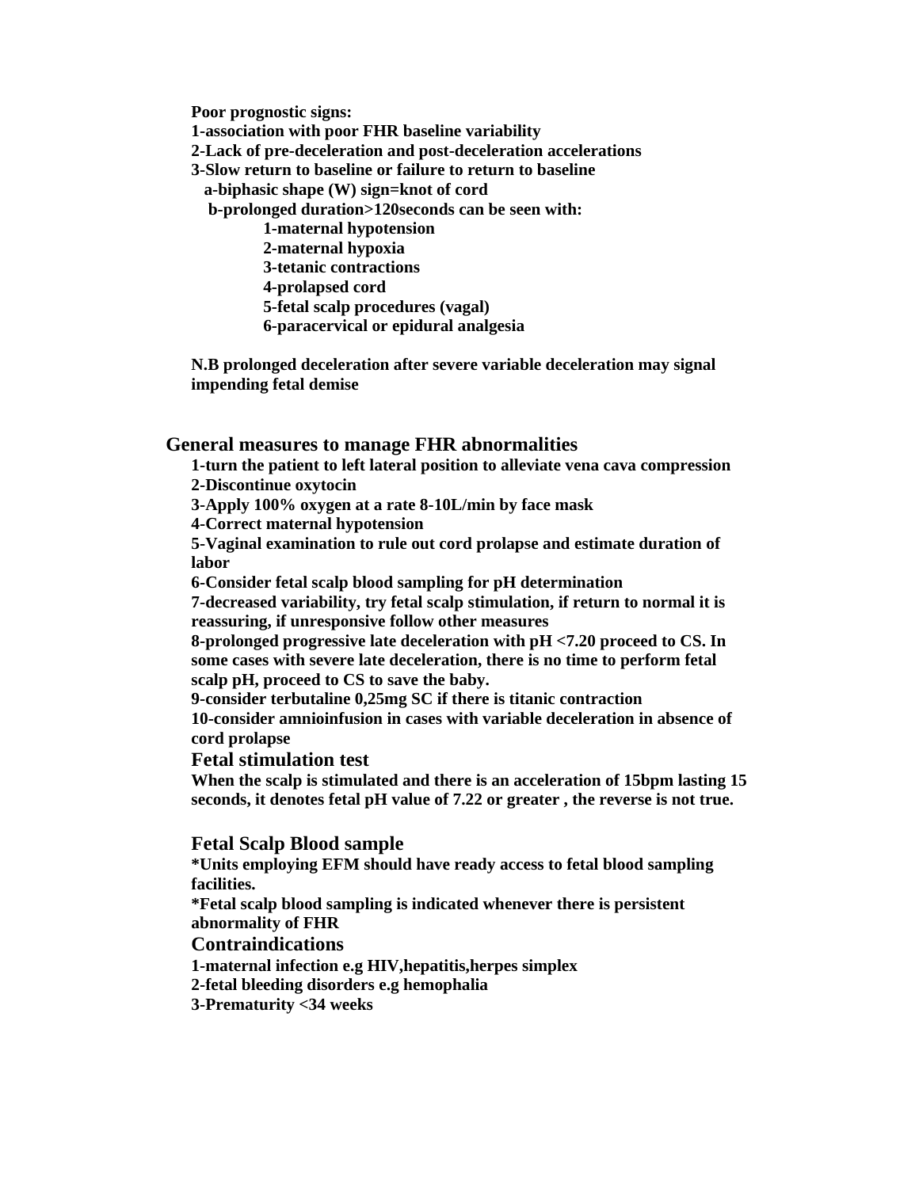**Poor prognostic signs:**

**1-association with poor FHR baseline variability**

**2-Lack of pre-deceleration and post-deceleration accelerations**

**3-Slow return to baseline or failure to return to baseline**

**a-biphasic shape (W) sign=knot of cord**

**b-prolonged duration>120seconds can be seen with:**

**1-maternal hypotension**

**2-maternal hypoxia**

**3-tetanic contractions**

**4-prolapsed cord**

**5-fetal scalp procedures (vagal)**

**6-paracervical or epidural analgesia**

**N.B prolonged deceleration after severe variable deceleration may signal impending fetal demise**

## General measures to manage FHR abnormalities

**1-turn the patient to left lateral position to alleviate vena cava compression**

**2-Discontinue oxytocin**

**3-Apply 100% oxygen at a rate 8-10L/min by face mask**

**4-Correct maternal hypotension**

**5-Vaginal examination to rule out cord prolapse and estimate duration of labor**

**6-Consider fetal scalp blood sampling for pH determination**

**7-decreased variability, try fetal scalp stimulation, if return to normal it is reassuring, if unresponsive follow other measures**

**8-prolonged progressive late deceleration with pH <7.20 proceed to CS. In some cases with severe late deceleration, there is no time to perform fetal scalp pH, proceed to CS to save the baby.**

**9-consider terbutaline 0,25mg SC if there is titanic contraction**

**10-consider amnioinfusion in cases with variable deceleration in absence of cord prolapse**

### Fetal stimulation test

**When the scalp is stimulated and there is an acceleration of 15bpm lasting 15 seconds, it denotes fetal pH value of 7.22 or greater , the reverse is not true.**

### Fetal Scalp Blood sample

**\*Units employing EFM should have ready access to fetal blood sampling facilities.**

**\*Fetal scalp blood sampling is indicated whenever there is persistent abnormality of FHR**

### Contraindications

**1-maternal infection e.g HIV,hepatitis,herpes simplex**

**2-fetal bleeding disorders e.g hemophalia**

**3-Prematurity <34 weeks**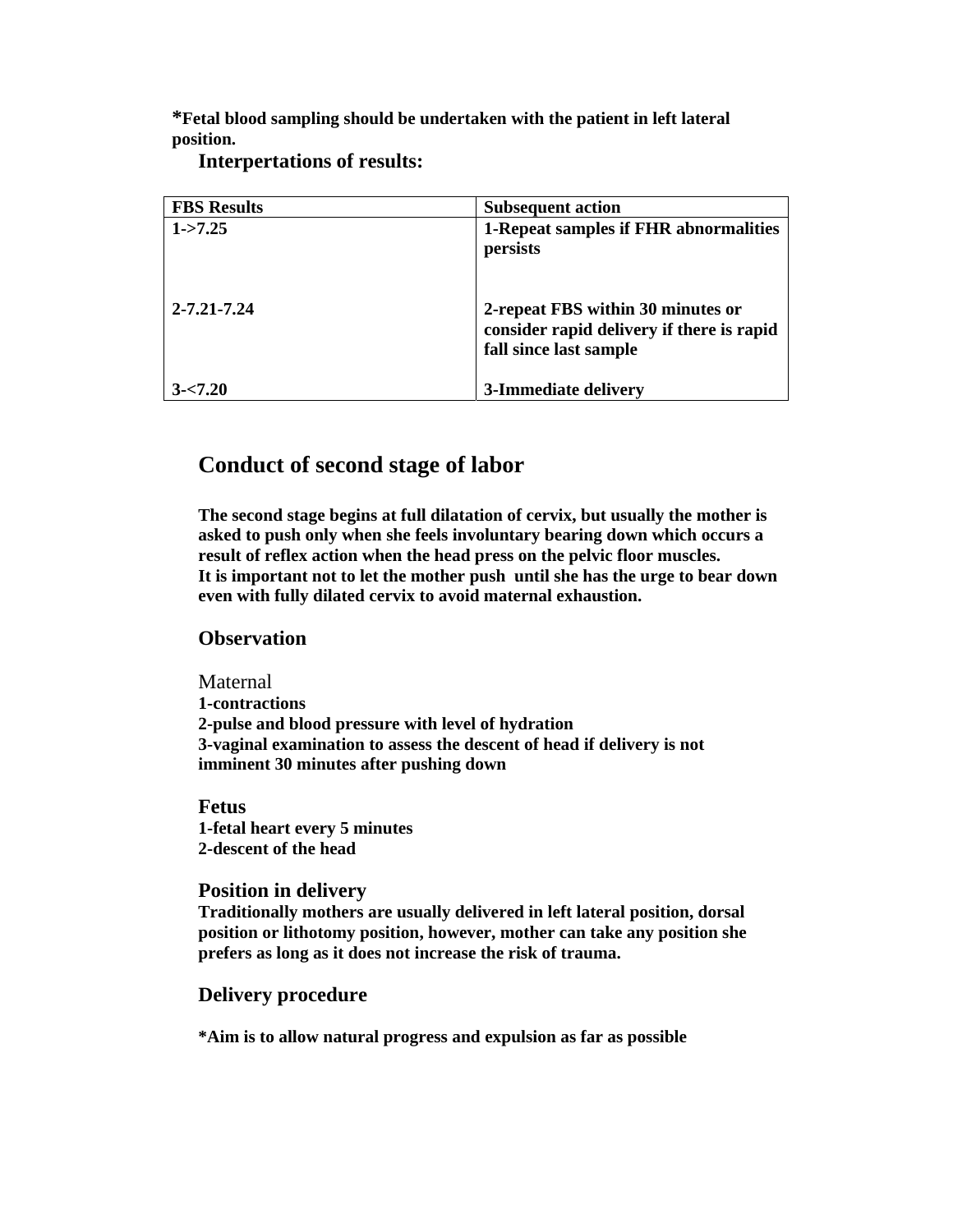***Fetal blood sampling should be undertaken with the patient in left lateral position.**

### Interpertations of results:

| FBS Results | Subsequent action |
|---|---|
| **1->7.25** | **1-Repeat samples if FHR abnormalities persists** |
| **2-7.21-7.24** | **2-repeat FBS within 30 minutes or consider rapid delivery if there is rapid fall since last sample** |
| **3-<7.20** | **3-Immediate delivery** |

## Conduct of second stage of labor

**The second stage begins at full dilatation of cervix, but usually the mother is asked to push only when she feels involuntary bearing down which occurs a result of reflex action when the head press on the pelvic floor muscles.**
**It is important not to let the mother push until she has the urge to bear down even with fully dilated cervix to avoid maternal exhaustion.**

### Observation

Maternal
**1-contractions**
**2-pulse and blood pressure with level of hydration**
**3-vaginal examination to assess the descent of head if delivery is not imminent 30 minutes after pushing down**

### Fetus

**1-fetal heart every 5 minutes**
**2-descent of the head**

### Position in delivery

**Traditionally mothers are usually delivered in left lateral position, dorsal position or lithotomy position, however, mother can take any position she prefers as long as it does not increase the risk of trauma.**

### Delivery procedure

***Aim is to allow natural progress and expulsion as far as possible**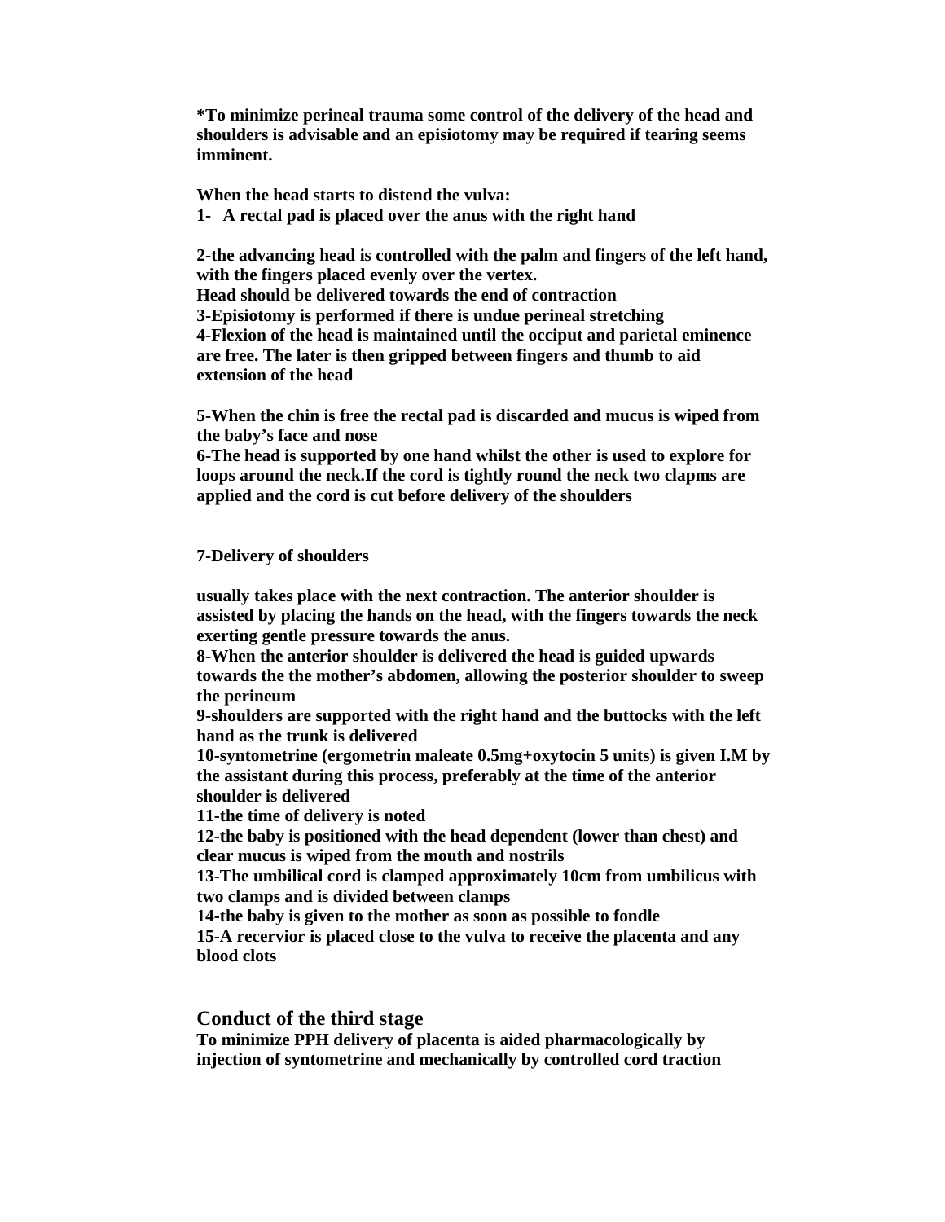**\*To minimize perineal trauma some control of the delivery of the head and shoulders is advisable and an episiotomy may be required if tearing seems imminent.**

**When the head starts to distend the vulva:**

**1- A rectal pad is placed over the anus with the right hand**

**2-the advancing head is controlled with the palm and fingers of the left hand, with the fingers placed evenly over the vertex.**
**Head should be delivered towards the end of contraction**
**3-Episiotomy is performed if there is undue perineal stretching**
**4-Flexion of the head is maintained until the occiput and parietal eminence are free. The later is then gripped between fingers and thumb to aid extension of the head**

**5-When the chin is free the rectal pad is discarded and mucus is wiped from the baby's face and nose**
**6-The head is supported by one hand whilst the other is used to explore for loops around the neck.If the cord is tightly round the neck two clapms are applied and the cord is cut before delivery of the shoulders**

**7-Delivery of shoulders**

**usually takes place with the next contraction. The anterior shoulder is assisted by placing the hands on the head, with the fingers towards the neck exerting gentle pressure towards the anus.**
**8-When the anterior shoulder is delivered the head is guided upwards towards the the mother's abdomen, allowing the posterior shoulder to sweep the perineum**
**9-shoulders are supported with the right hand and the buttocks with the left hand as the trunk is delivered**
**10-syntometrine (ergometrin maleate 0.5mg+oxytocin 5 units) is given I.M by the assistant during this process, preferably at the time of the anterior shoulder is delivered**
**11-the time of delivery is noted**
**12-the baby is positioned with the head dependent (lower than chest) and clear mucus is wiped from the mouth and nostrils**
**13-The umbilical cord is clamped approximately 10cm from umbilicus with two clamps and is divided between clamps**
**14-the baby is given to the mother as soon as possible to fondle**
**15-A recervior is placed close to the vulva to receive the placenta and any blood clots**

## Conduct of the third stage

**To minimize PPH delivery of placenta is aided pharmacologically by injection of syntometrine and mechanically by controlled cord traction**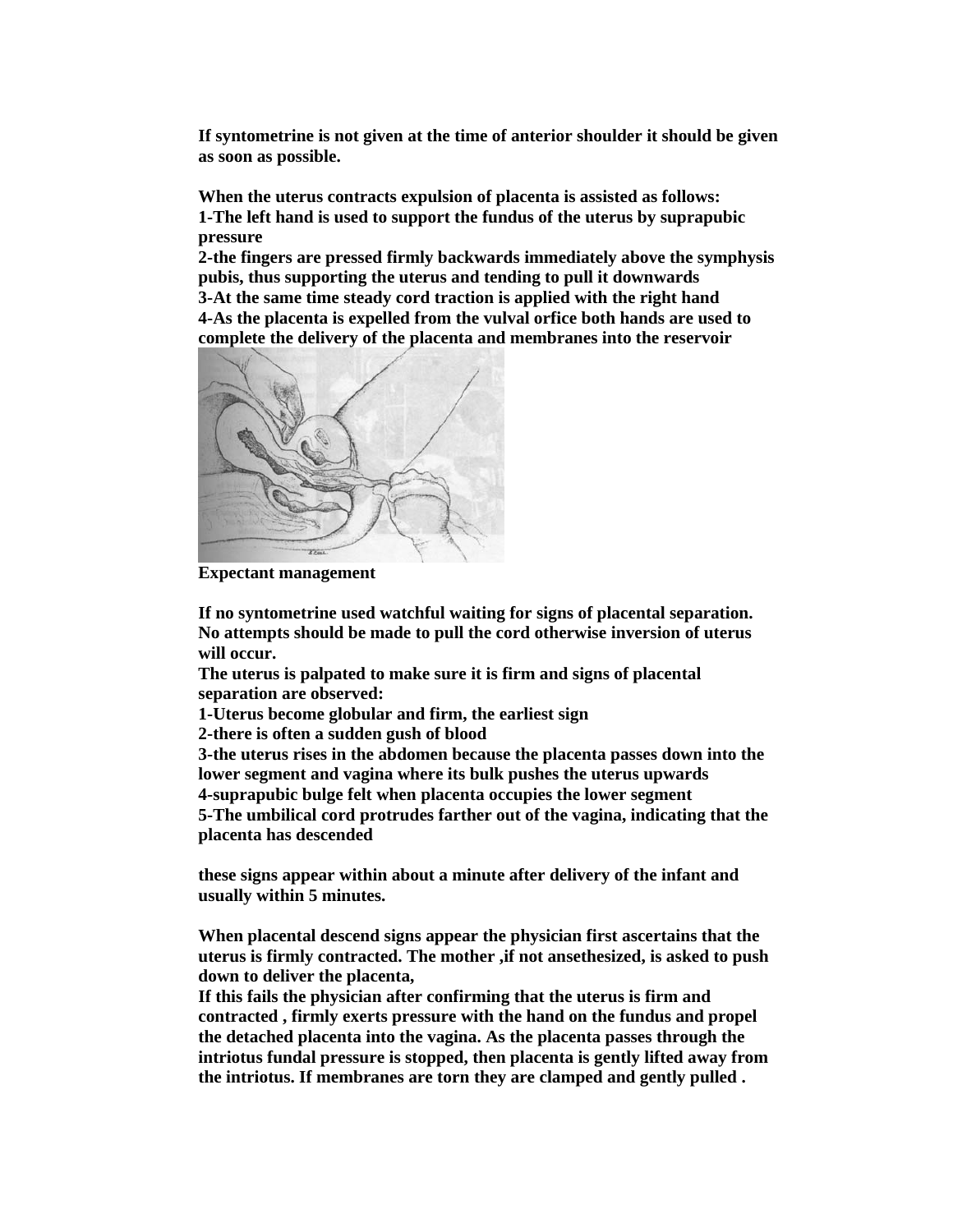If syntometrine is not given at the time of anterior shoulder it should be given as soon as possible.

When the uterus contracts expulsion of placenta is assisted as follows:
1-The left hand is used to support the fundus of the uterus by suprapubic pressure
2-the fingers are pressed firmly backwards immediately above the symphysis pubis, thus supporting the uterus and tending to pull it downwards
3-At the same time steady cord traction is applied with the right hand
4-As the placenta is expelled from the vulval orfice both hands are used to complete the delivery of the placenta and membranes into the reservoir

**Expectant management**

If no syntometrine used watchful waiting for signs of placental separation. No attempts should be made to pull the cord otherwise inversion of uterus will occur.
The uterus is palpated to make sure it is firm and signs of placental separation are observed:
1-Uterus become globular and firm, the earliest sign
2-there is often a sudden gush of blood
3-the uterus rises in the abdomen because the placenta passes down into the lower segment and vagina where its bulk pushes the uterus upwards
4-suprapubic bulge felt when placenta occupies the lower segment
5-The umbilical cord protrudes farther out of the vagina, indicating that the placenta has descended

these signs appear within about a minute after delivery of the infant and usually within 5 minutes.

When placental descend signs appear the physician first ascertains that the uterus is firmly contracted. The mother ,if not ansethesized, is asked to push down to deliver the placenta,
If this fails the physician after confirming that the uterus is firm and contracted , firmly exerts pressure with the hand on the fundus and propel the detached placenta into the vagina. As the placenta passes through the intriotus fundal pressure is stopped, then placenta is gently lifted away from the intriotus. If membranes are torn they are clamped and gently pulled .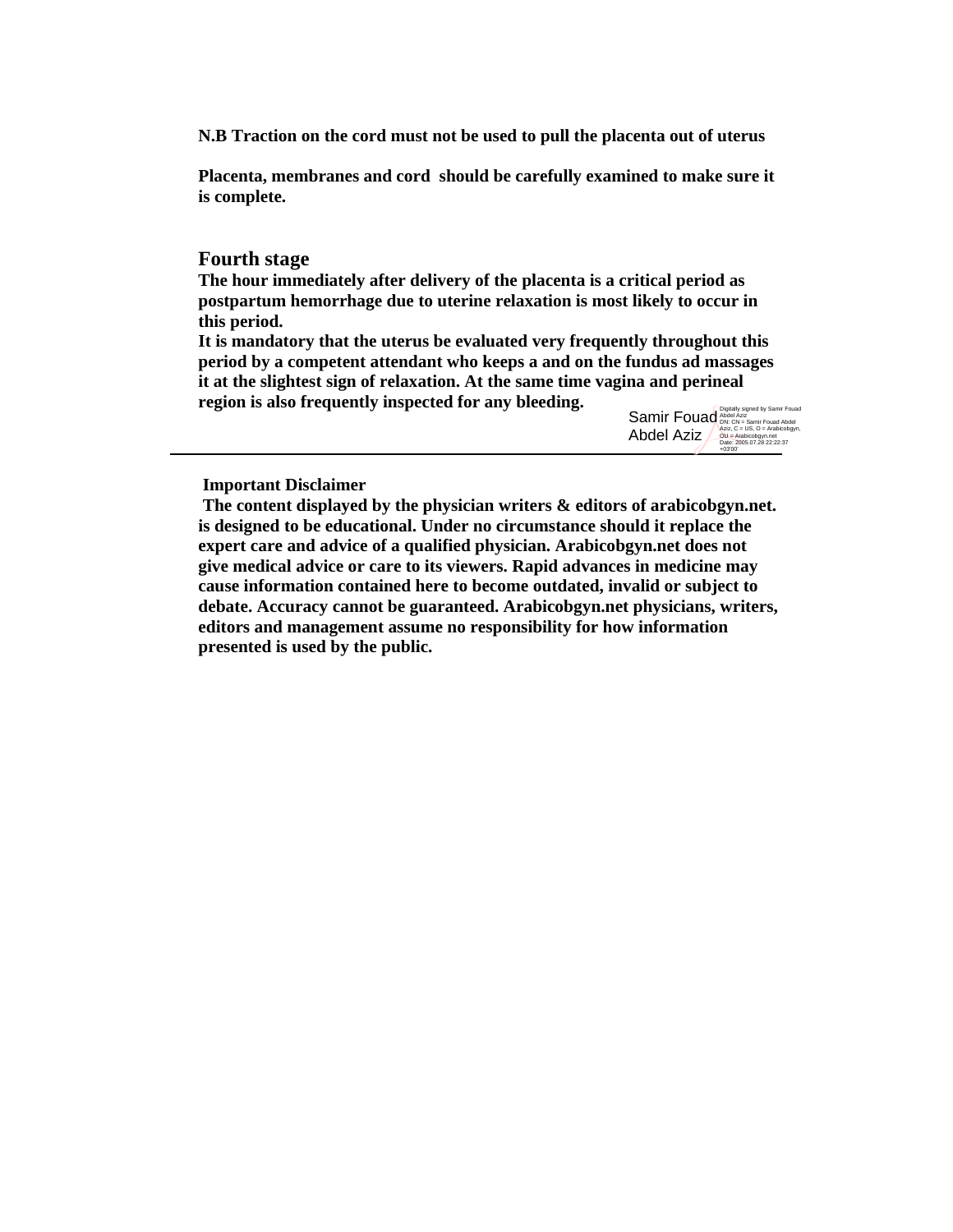**N.B Traction on the cord must not be used to pull the placenta out of uterus**

**Placenta, membranes and cord should be carefully examined to make sure it is complete.**

## Fourth stage

**The hour immediately after delivery of the placenta is a critical period as postpartum hemorrhage due to uterine relaxation is most likely to occur in this period.**
**It is mandatory that the uterus be evaluated very frequently throughout this period by a competent attendant who keeps a and on the fundus ad massages it at the slightest sign of relaxation. At the same time vagina and perineal region is also frequently inspected for any bleeding.**

Samir Fouad Abdel Aziz

Digitally signed by Samir Fouad Abdel Aziz
DN: CN = Samir Fouad Abdel Aziz, C = US, O = Arabicobgyn, OU = Arabicobgyn.net
Date: 2005.07.28 22:22:37 +03'00'

---

**Important Disclaimer**
**The content displayed by the physician writers & editors of arabicobgyn.net. is designed to be educational. Under no circumstance should it replace the expert care and advice of a qualified physician. Arabicobgyn.net does not give medical advice or care to its viewers. Rapid advances in medicine may cause information contained here to become outdated, invalid or subject to debate. Accuracy cannot be guaranteed. Arabicobgyn.net physicians, writers, editors and management assume no responsibility for how information presented is used by the public.**